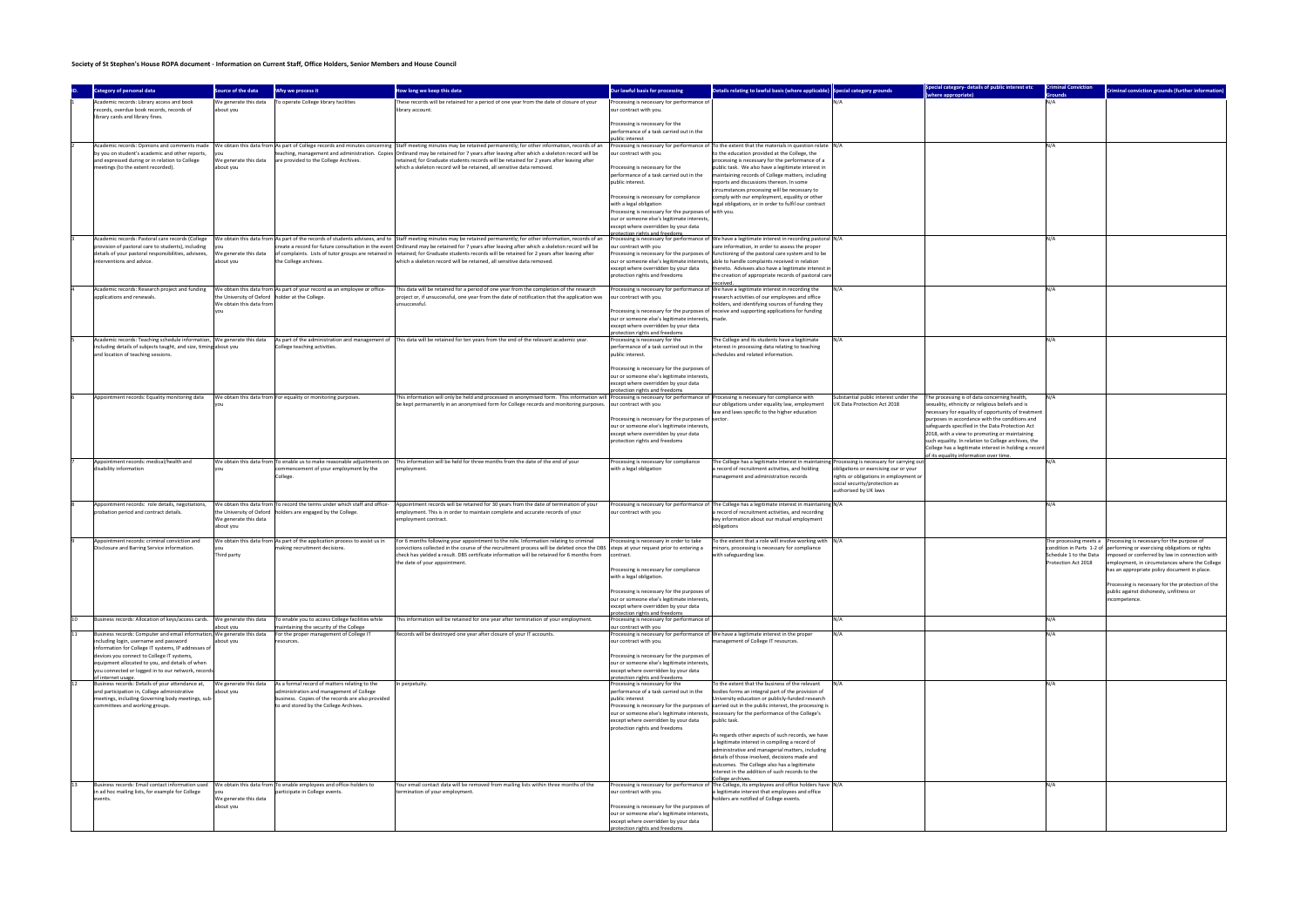# Society of St Stephen's House ROPA document - Information on Current Staff, Office Holders, Senior Members and House Council

| ID. | Category of personal data | Source of the data | Why we process it | How long we keep this data | Our lawful basis for processing | Details relating to lawful basis (where applicable) | Special category grounds | Special category - details of public interest etc (where appropriate) | Criminal Conviction Grounds | Criminal conviction grounds (further information) |
|---|---|---|---|---|---|---|---|---|---|---|
| 1 | Academic records: Library access and book records, overdue book records, records of library cards and library fines. | We generate this data about you | To operate College library facilities | These records will be retained for a period of one year from the date of closure of your library account. | Processing is necessary for performance of our contract with you.<br><br>Processing is necessary for the performance of a task carried out in the public interest | | N/A | | N/A | |
| 2 | Academic records: Opinions and comments made by you on student's academic and other reports, and expressed during or in relation to College meetings (to the extent recorded). | We obtain this data from you<br>We generate this data about you | As part of College records and minutes concerning teaching, management and administration. Copies are provided to the College Archives. | Staff meeting minutes may be retained permanently; for other information, records of an Ordinand may be retained for 7 years after leaving after which a skeleton record will be retained; for Graduate students records will be retained for 2 years after leaving after which a skeleton record will be retained, all sensitive data removed. | Processing is necessary for performance of our contract with you.<br><br>Processing is necessary for the performance of a task carried out in the public interest.<br><br>Processing is necessary for compliance with a legal obligation<br>Processing is necessary for the purposes of our or someone else's legitimate interests, except where overridden by your data protection rights and freedoms | To the extent that the materials in question relate to the education provided at the College, the processing is necessary for the performance of a public task. We also have a legitimate interest in maintaining records of College matters, including reports and discussions thereon. In some circumstances processing will be necessary to comply with our employment, equality or other legal obligations, or in order to fulfil our contract with you. | N/A | | N/A | |
| 3 | Academic records: Pastoral care records (College provision of pastoral care to students), including details of your pastoral responsibilities, advisees, interventions and advice. | We obtain this data from you<br>We generate this data about you | As part of the records of students advisees, and to create a record for future consultation in the event of complaints. Lists of tutor groups are retained in the College archives. | Staff meeting minutes may be retained permanently; for other information, records of an Ordinand may be retained for 7 years after leaving after which a skeleton record will be retained; for Graduate students records will be retained for 2 years after leaving after which a skeleton record will be retained, all sensitive data removed. | Processing is necessary for performance of our contract with you<br>Processing is necessary for the purposes of our or someone else's legitimate interests, except where overridden by your data protection rights and freedoms | We have a legitimate interest in recording pastoral care information, in order to assess the proper functioning of the pastoral care system and to be able to handle complaints received in relation thereto. Advisees also have a legitimate interest in the creation of appropriate records of pastoral care received. | N/A | | N/A | |
| 4 | Academic records: Research project and funding applications and renewals. | We obtain this data from the University of Oxford<br>We obtain this data from you | As part of your record as an employee or office-holder at the College. | This data will be retained for a period of one year from the completion of the research project or, if unsuccessful, one year from the date of notification that the application was unsuccessful. | Processing is necessary for performance of our contract with you.<br><br>Processing is necessary for the purposes of our or someone else's legitimate interests, except where overridden by your data protection rights and freedoms | We have a legitimate interest in recording the research activities of our employees and office holders, and identifying sources of funding they receive and supporting applications for funding made. | N/A | | N/A | |
| 5 | Academic records: Teaching schedule information including details of subjects taught, and size, timing and location of teaching sessions. | We generate this data about you | As part of the administration and management of College teaching activities. | This data will be retained for ten years from the end of the relevant academic year. | Processing is necessary for the performance of a task carried out in the public interest.<br><br>Processing is necessary for the purposes of our or someone else's legitimate interests, except where overridden by your data protection rights and freedoms | The College and its students have a legitimate interest in processing data relating to teaching schedules and related information. | N/A | | N/A | |
| 6 | Appointment records: Equality monitoring data | We obtain this data from you | For equality or monitoring purposes. | This information will only be held and processed in anonymised form. This information will be kept permanently in an anonymised form for College records and monitoring purposes. | Processing is necessary for performance of our contract with you<br><br>Processing is necessary for the purposes of our or someone else's legitimate interests, except where overridden by your data protection rights and freedoms | Processing is necessary for compliance with our obligations under equality law, employment law and laws specific to the higher education sector. | Substantial public interest under the UK Data Protection Act 2018 | The processing is of data concerning health, sexuality, ethnicity or religious beliefs and is necessary for equality of opportunity of treatment purposes in accordance with the conditions and safeguards specified in the Data Protection Act 2018, with a view to promoting or maintaining such equality. In relation to College archives, the College has a legitimate interest in holding a record of its equality information over time. | N/A | |
| 7 | Appointment records: medical/health and disability information | We obtain this data from you | To enable us to make reasonable adjustments on commencement of your employment by the College. | This information will be held for three months from the date of the end of your employment. | Processing is necessary for compliance with a legal obligation | The College has a legitimate interest in maintaining a record of recruitment activities, and holding management and administration records | Processing is necessary for carrying out obligations or exercising our or your rights or obligations in employment or social security/protection as authorised by UK laws | | N/A | |
| 8 | Appointment records: role details, negotiations, probation period and contract details. | We obtain this data from the University of Oxford<br>We generate this data about you | To record the terms under which staff and office-holders are engaged by the College. | Appointment records will be retained for 30 years from the date of termination of your employment. This is in order to maintain complete and accurate records of your employment contract. | Processing is necessary for performance of our contract with you | The College has a legitimate interest in maintaining a record of recruitment activities, and recording key information about our mutual employment obligations | N/A | | N/A | |
| 9 | Appointment records: criminal conviction and Disclosure and Barring Service information. | We obtain this data from you<br>Third party | As part of the application process to assist us in making recruitment decisions. | For 6 months following your appointment to the role. Information relating to criminal convictions collected in the course of the recruitment process will be deleted once the DBS check has yielded a result. DBS certificate information will be retained for 6 months from the date of your appointment. | Processing is necessary in order to take steps at your request prior to entering a contract.<br><br>Processing is necessary for compliance with a legal obligation.<br><br>Processing is necessary for the purposes of our or someone else's legitimate interests, except where overridden by your data protection rights and freedoms | To the extent that a role will involve working with minors, processing is necessary for compliance with safeguarding law. | N/A | | The processing meets a condition in Parts 1-2 of Schedule 1 to the Data Protection Act 2018 | Processing is necessary for the purpose of performing or exercising obligations or rights imposed or conferred by law in connection with employment, in circumstances where the College has an appropriate policy document in place.<br><br>Processing is necessary for the protection of the public against dishonesty, unfitness or incompetence. |
| 10 | Business records: Allocation of keys/access cards. | We generate this data about you | To enable you to access College facilities while maintaining the security of the College | This information will be retained for one year after termination of your employment. | Processing is necessary for performance of our contract with you | | N/A | | N/A | |
| 11 | Business records: Computer and email information, including login, username and password information for College IT systems, IP addresses of devices you connect to College IT systems, equipment allocated to you, and details of when you connected or logged in to our network, records of internet usage. | We generate this data about you | For the proper management of College IT resources. | Records will be destroyed one year after closure of your IT accounts. | Processing is necessary for performance of our contract with you.<br><br>Processing is necessary for the purposes of our or someone else's legitimate interests, except where overridden by your data protection rights and freedoms | We have a legitimate interest in the proper management of College IT resources. | N/A | | N/A | |
| 12 | Business records: Details of your attendance at, and participation in, College administrative meetings, including Governing body meetings, sub-committees and working groups. | We generate this data about you | As a formal record of matters relating to the administration and management of College business. Copies of the records are also provided to and stored by the College Archives. | In perpetuity. | Processing is necessary for the performance of a task carried out in the public interest<br>Processing is necessary for the purposes of our or someone else's legitimate interests, except where overridden by your data protection rights and freedoms | To the extent that the business of the relevant bodies forms an integral part of the provision of University education or publicly-funded research carried out in the public interest, the processing is necessary for the performance of the College's public task.<br><br>As regards other aspects of such records, we have a legitimate interest in compiling a record of administrative and managerial matters, including details of those involved, decisions made and outcomes. The College also has a legitimate interest in the addition of such records to the College archives. | N/A | | N/A | |
| 13 | Business records: Email contact information used in ad hoc mailing lists, for example for College events. | We obtain this data from you<br>We generate this data about you | To enable employees and office-holders to participate in College events. | Your email contact data will be removed from mailing lists within three months of the termination of your employment. | Processing is necessary for performance of our contract with you.<br><br>Processing is necessary for the purposes of our or someone else's legitimate interests, except where overridden by your data protection rights and freedoms | The College, its employees and office holders have a legitimate interest that employees and office holders are notified of College events. | N/A | | N/A | |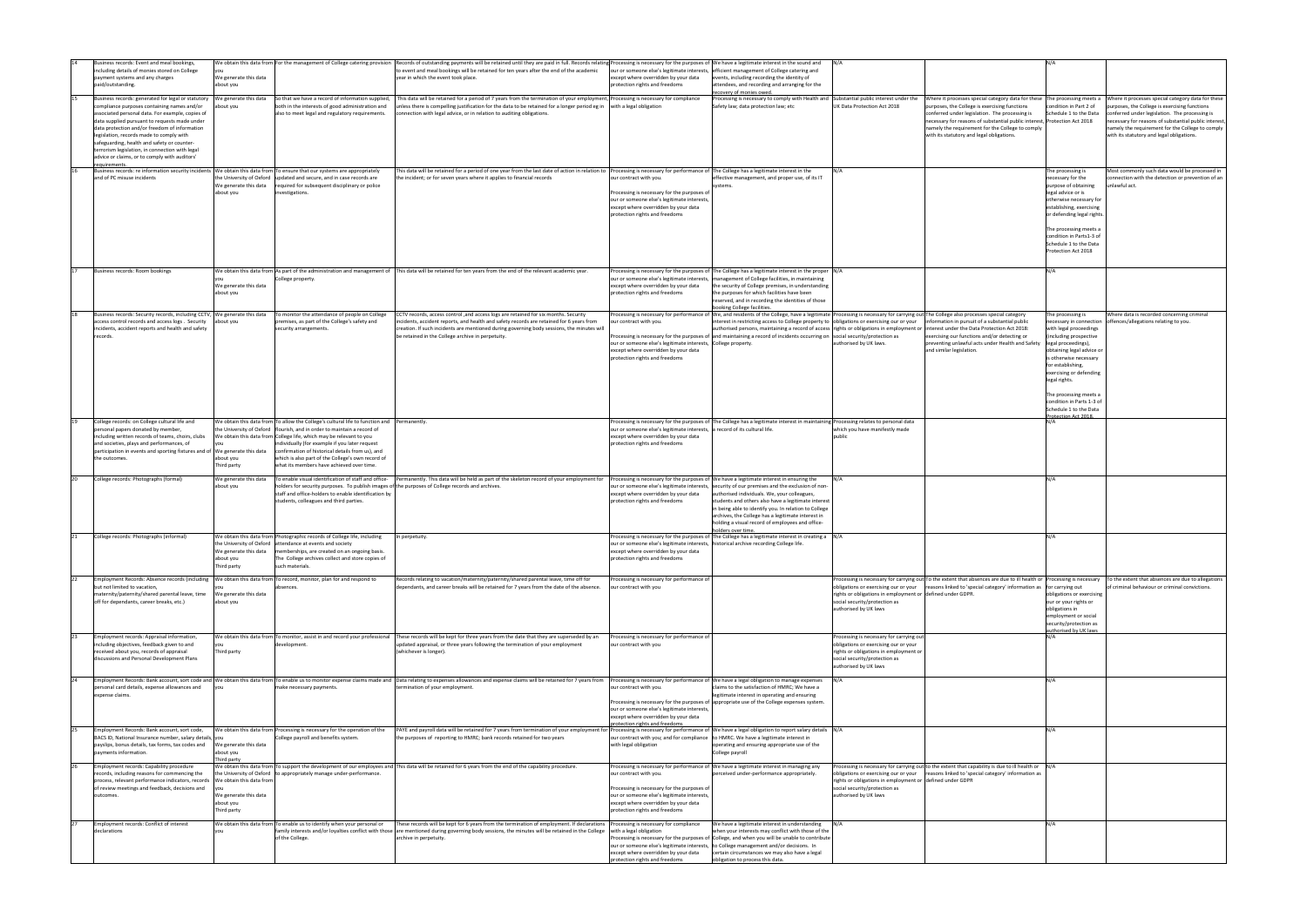| | | | | | | | | | | | |
|---|---|---|---|---|---|---|---|---|---|---|---|
| 14 | Business records: Event and meal bookings, including details of monies stored on College payment systems and any charges paid/outstanding. | We obtain this data from you<br>We generate this data about you | For the management of College catering provision | Records of outstanding payments will be retained until they are paid in full. Records relating to event and meal bookings will be retained for ten years after the end of the academic year in which the event took place. | Processing is necessary for the purposes of our or someone else's legitimate interests, except where overridden by your data protection rights and freedoms | We have a legitimate interest in the sound and efficient management of College catering and events, including recording the identity of attendees, and recording and arranging for the recovery of monies owed. | N/A | | N/A | |
| 15 | Business records: generated for legal or statutory compliance purposes containing names and/or associated personal data. For example, copies of data supplied pursuant to requests made under data protection and/or freedom of information legislation, records made to comply with safeguarding, health and safety or counter-terrorism legislation, in connection with legal advice or claims, or to comply with auditors' requirements. | We generate this data about you | So that we have a record of information supplied, both in the interests of good administration and also to meet legal and regulatory requirements. | This data will be retained for a period of 7 years from the termination of your employment, unless there is compelling justification for the data to be retained for a longer period eg in connection with legal advice, or in relation to auditing obligations. | Processing is necessary for compliance with a legal obligation | Processing is necessary to comply with Health and Safety law; data protection law; etc | Substantial public interest under the UK Data Protection Act 2018 | Where it processes special category data for these purposes, the College is exercising functions conferred under legislation. The processing is necessary for reasons of substantial public interest, namely the requirement for the College to comply with its statutory and legal obligations. | The processing meets a condition in Part 2 of Schedule 1 to the Data Protection Act 2018 | Where it processes special category data for these purposes, the College is exercising functions conferred under legislation. The processing is necessary for reasons of substantial public interest, namely the requirement for the College to comply with its statutory and legal obligations. |
| 16 | Business records: re information security incidents and of PC misuse incidents | We obtain this data from the University of Oxford<br>We generate this data about you | To ensure that our systems are appropriately updated and secure, and in case records are required for subsequent disciplinary or police investigations. | This data will be retained for a period of one year from the last date of action in relation to the incident; or for seven years where it applies to financial records | Processing is necessary for performance of our contract with you.<br><br>Processing is necessary for the purposes of our or someone else's legitimate interests, except where overridden by your data protection rights and freedoms | The College has a legitimate interest in the effective management, and proper use, of its IT systems. | N/A | | The processing is necessary for the purpose of obtaining legal advice or is otherwise necessary for establishing, exercising or defending legal rights.<br><br>The processing meets a condition in Parts1-3 of Schedule 1 to the Data Protection Act 2018 | Most commonly such data would be processed in connection with the detection or prevention of an unlawful act. |
| 17 | Business records: Room bookings | We obtain this data from you<br>We generate this data about you | As part of the administration and management of College property. | This data will be retained for ten years from the end of the relevant academic year. | Processing is necessary for the purposes of our or someone else's legitimate interests, except where overridden by your data protection rights and freedoms | The College has a legitimate interest in the proper management of College facilities, in maintaining the security of College premises, in understanding the purposes for which facilities have been reserved, and in recording the identities of those booking College facilities. | N/A | | N/A | |
| 18 | Business records: Security records, including CCTV, access control records and access logs . Security incidents, accident reports and health and safety records. | We generate this data about you | To monitor the attendance of people on College premises, as part of the College's safety and security arrangements. | CCTV records, access control ,and access logs are retained for six months. Security incidents, accident reports, health and safety records are retained for 6 years from creation. If such incidents are mentioned during governing body sessions, the minutes will be retained in the College archive in perpetuity. | Processing is necessary for performance of our contract with you.<br><br>Processing is necessary for the purposes of our or someone else's legitimate interests, except where overridden by your data protection rights and freedoms | We, and residents of the College, have a legitimate interest in restricting access to College property to authorised persons, maintaining a record of access and maintaining a record of incidents occurring on College property. | Processing is necessary for carrying out obligations or exercising our or your rights or obligations in employment or social security/protection as authorised by UK laws. | The College also processes special category information in pursuit of a substantial public interest under the Data Protection Act 2018: exercising our functions and/or detecting or preventing unlawful acts under Health and Safety and similar legislation. | The processing is necessary in connection with legal proceedings (including prospective legal proceedings), obtaining legal advice or is otherwise necessary for establishing, exercising or defending legal rights.<br><br>The processing meets a condition in Parts 1-3 of Schedule 1 to the Data Protection Act 2018. | Where data is recorded concerning criminal offences/allegations relating to you. |
| 19 | College records: on College cultural life and personal papers donated by member, including written records of teams, choirs, clubs and societies, plays and performances of, participation in events and sporting fixtures and of the outcomes. | We obtain this data from the University of Oxford<br>We obtain this data from you<br>We generate this data about you<br>Third party | To allow the College's cultural life to function and flourish, and in order to maintain a record of College life, which may be relevant to you individually (for example if you later request confirmation of historical details from us), and which is also part of the College's own record of what its members have achieved over time. | Permanently. | Processing is necessary for the purposes of our or someone else's legitimate interests, except where overridden by your data protection rights and freedoms | The College has a legitimate interest in maintaining a record of its cultural life. | Processing relates to personal data which you have manifestly made public | | N/A | |
| 20 | College records: Photographs (formal) | We generate this data about you | To enable visual identification of staff and office-holders for security purposes. To publish images of staff and office-holders to enable identification by students, colleagues and third parties. | Permanently. This data will be held as part of the skeleton record of your employment for the purposes of College records and archives. | Processing is necessary for the purposes of our or someone else's legitimate interests, except where overridden by your data protection rights and freedoms | We have a legitimate interest in ensuring the security of our premises and the exclusion of non-authorised individuals. We, your colleagues, students and others also have a legitimate interest in being able to identify you. In relation to College archives, the College has a legitimate interest in holding a visual record of employees and office-holders over time. | N/A | | N/A | |
| 21 | College records: Photographs (informal) | We obtain this data from the University of Oxford<br>We generate this data about you<br>Third party | Photographic records of College life, including attendance at events and society memberships, are created on an ongoing basis. The College archives collect and store copies of such materials. | In perpetuity. | Processing is necessary for the purposes of our or someone else's legitimate interests, except where overridden by your data protection rights and freedoms | The College has a legitimate interest in creating a historical archive recording College life. | N/A | | N/A | |
| 22 | Employment Records: Absence records (including but not limited to vacation, maternity/paternity/shared parental leave, time off for dependants, career breaks, etc.) | We obtain this data from you<br>We generate this data about you | To record, monitor, plan for and respond to absences. | Records relating to vacation/maternity/paternity/shared parental leave, time off for dependants, and career breaks will be retained for 7 years from the date of the absence. | Processing is necessary for performance of our contract with you | | Processing is necessary for carrying out obligations or exercising our or your rights or obligations in employment or social security/protection as authorised by UK laws | To the extent that absences are due to ill health or reasons linked to 'special category' information as defined under GDPR. | Processing is necessary for carrying out obligations or exercising our or your rights or obligations in employment or social security/protection as authorised by UK laws | To the extent that absences are due to allegations of criminal behaviour or criminal convictions. |
| 23 | Employment Records: Appraisal information, including objectives, feedback given to and received about you, records of appraisal discussions and Personal Development Plans | We obtain this data from you<br>Third party | To monitor, assist in and record your professional development. | These records will be kept for three years from the date that they are superseded by an updated appraisal, or three years following the termination of your employment (whichever is longer). | Processing is necessary for performance of our contract with you | | Processing is necessary for carrying out obligations or exercising our or your rights or obligations in employment or social security/protection as authorised by UK laws | | N/A | |
| 24 | Employment Records: Bank account, sort code and personal card details, expense allowances and expense claims. | We obtain this data from you | To enable us to monitor expense claims made and make necessary payments. | Data relating to expenses allowances and expense claims will be retained for 7 years from termination of your employment. | Processing is necessary for performance of our contract with you.<br><br>Processing is necessary for the purposes of our or someone else's legitimate interests, except where overridden by your data protection rights and freedoms | We have a legal obligation to manage expenses claims to the satisfaction of HMRC; We have a legitimate interest in operating and ensuring appropriate use of the College expenses system. | N/A | | N/A | |
| 25 | Employment Records: Bank account, sort code, BACS ID, National Insurance number, salary details, payslips, bonus details, tax forms, tax codes and payments information. | We obtain this data from you<br>We generate this data about you<br>Third party | Processing is necessary for the operation of the College payroll and benefits system. | PAYE and payroll data will be retained for 7 years from termination of your employment for the purposes of reporting to HMRC; bank records retained for two years | Processing is necessary for performance of our contract with you; and for compliance with legal obligation | We have a legal obligation to report salary details to HMRC. We have a legitimate interest in operating and ensuring appropriate use of the College payroll | N/A | | N/A | |
| 26 | Employment records: Capability procedure records, including reasons for commencing the process, relevant performance indicators, records of review meetings and feedback, decisions and outcomes. | We obtain this data from the University of Oxford<br>We obtain this data from you<br>We generate this data about you<br>Third party | To support the development of our employees and to appropriately manage under-performance. | This data will be retained for 6 years from the end of the capability procedure. | Processing is necessary for performance of our contract with you.<br><br>Processing is necessary for the purposes of our or someone else's legitimate interests, except where overridden by your data protection rights and freedoms | We have a legitimate interest in managing any perceived under-performance appropriately. | Processing is necessary for carrying out obligations or exercising our or your rights or obligations in employment or social security/protection as authorised by UK laws | to the extent that capability is due to ill health or reasons linked to 'special category' information as defined under GDPR | N/A | |
| 27 | Employment records: Conflict of interest declarations | We obtain this data from you | To enable us to identify when your personal or family interests and/or loyalties conflict with those of the College. | These records will be kept for 6 years from the termination of employment. If declarations are mentioned during governing body sessions, the minutes will be retained in the College archive in perpetuity. | Processing is necessary for compliance with a legal obligation<br>Processing is necessary for the purposes of our or someone else's legitimate interests, except where overridden by your data protection rights and freedoms | We have a legitimate interest in understanding when your interests may conflict with those of the College, and when you will be unable to contribute to College management and/or decisions. In certain circumstances we may also have a legal obligation to process this data. | N/A | | N/A | |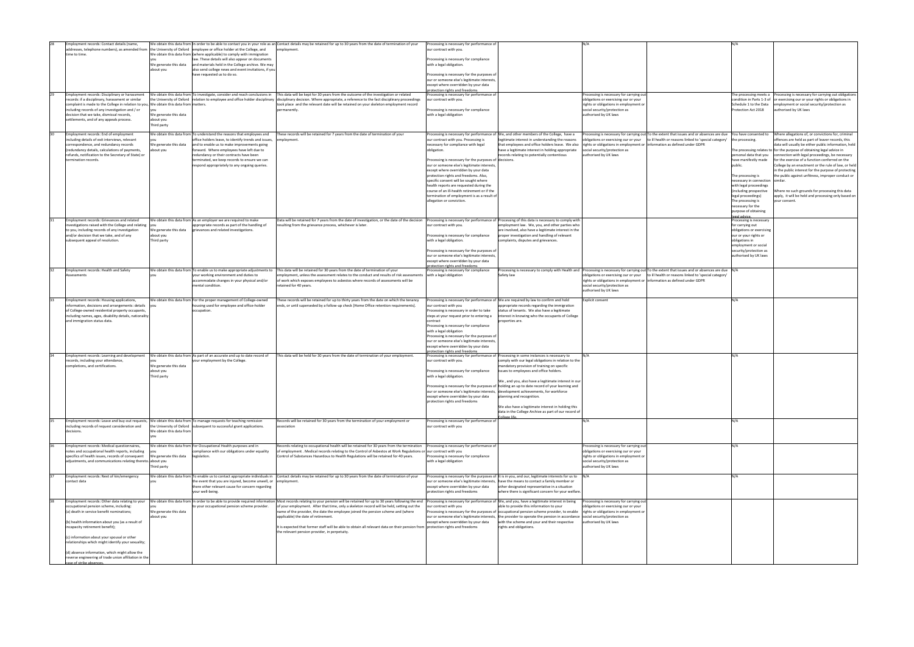| | | | | | | | | | | |
|---|---|---|---|---|---|---|---|---|---|---|
| 28 | Employment records: Contact details (name, addresses, telephone numbers), as amended from time to time. | We obtain this data from the University of Oxford<br>We obtain this data from you<br>We generate this data about you | In order to be able to contact you in your role as an employee or office holder at the College, and (where applicable) to comply with immigration law. These details will also appear on documents and materials held in the College archive. We may also send college news and event invitations, if you have requested us to do so. | Contact details may be retained for up to 30 years from the date of termination of your employment. | Processing is necessary for performance of our contract with you.<br><br>Processing is necessary for compliance with a legal obligation.<br><br>Processing is necessary for the purposes of our or someone else's legitimate interests, except where overridden by your data protection rights and freedoms | | N/A | | N/A | |
| 29 | Employment records: Disciplinary or harassment records: if a disciplinary, harassment or similar complaint is made to the College in relation to you, including records of any investigation and / or decision that we take, dismissal records, settlements, and of any appeals process. | We obtain this data from the University of Oxford<br>We obtain this data from you<br>We generate this data about you<br>Third party | To investigate, consider and reach conclusions in relation to employee and office holder disciplinary matters. | This data will be kept for 30 years from the outcome of the investigation or related disciplinary decision. Where appropriate, a reference to the fact disciplinary proceedings took place and the relevant date will be retained on your skeleton employment record permanently. | Processing is necessary for performance of our contract with you.<br><br>Processing is necessary for compliance with a legal obligation | | Processing is necessary for carrying out obligations or exercising our or your rights or obligations in employment or social security/protection as authorised by UK laws | | The processing meets a condition in Parts 1-3 of Schedule 1 to the Data Protection Act 2018 | Processing is necessary for carrying out obligations or exercising our our your rights or obligations in employment or social security/protection as authorised by UK laws |
| 30 | Employment records: End of employment including details of exit interviews, relevant correspondence, and redundancy records (redundancy details, calculations of payments, refunds, notification to the Secretary of State) or termination records. | We obtain this data from you<br>We generate this data about you | To understand the reasons that employees and office holders leave, to identify trends and issues, and to enable us to make improvements going forward. Where employees have left due to redundancy or their contracts have been terminated, we keep records to ensure we can respond appropriately to any ongoing queries. | These records will be retained for 7 years from the date of termination of your employment. | Processing is necessary for performance of our contract with you. Processing is necessary for compliance with legal obligation.<br><br>Processing is necessary for the purposes of our or someone else's legitimate interests, except where overridden by your data protection rights and freedoms. Also, specific consent will be sought where health reports are requested during the course of an ill-health retirement or if the termination of employment is as a result of allegation or conviction. | We, and other members of the College, have a legitimate interest in understanding the reasons that employees and office holders leave. We also have a legitimate interest in holding appropriate records relating to potentially contentious decisions. | Processing is necessary for carrying out obligations or exercising our or your rights or obligations in employment or social security/protection as authorised by UK laws | To the extent that issues or absences are due to ill health or reasons linked to 'special category' information as defined under GDPR | You have consented to the processing.<br><br>The processing relates to personal data that you have manifestly made public.<br><br>The processing is necessary in connection with legal proceedings (including prospective legal proceedings)<br>The processing is necessary for the purpose of obtaining legal advice | Where allegations of, or convictions for, criminal offences are held as part of leaver records, this data will usually be either public information, held for the purpose of obtaining legal advice in connection with legal proceedings, be necessary for the exercise of a function conferred on the College by an enactment or the rule of law, or held in the public interest for the purpose of protecting the public against unfitness, improper conduct or similar.<br><br>Where no such grounds for processing this data apply, it will be held and processing only based on your consent. |
| 31 | Employment records: Grievances and related investigations raised with the College and relating to you, including records of any investigation and/or decision that we take, and of any subsequent appeal of resolution. | We obtain this data from you<br>We generate this data about you<br>Third party | As an employer we are required to make appropriate records as part of the handling of grievances and related investigations. | Data will be retained for 7 years from the date of investigation, or the date of the decision resulting from the grievance process, whichever is later. | Processing is necessary for performance of our contract with you.<br><br>Processing is necessary for compliance with a legal obligation.<br><br>Processing is necessary for the purposes of our or someone else's legitimate interests, except where overridden by your data protection rights and freedoms | Processing of this data is necessary to comply with employment law. We, you, and other parties who are involved, also have a legitimate interest in the proper investigation and handling of relevant complaints, disputes and grievances. | | | Processing is necessary for carrying out obligations or exercising our or your rights or obligations in employment or social security/protection as authorised by UK laws | |
| 32 | Employment records: Health and Safety Assessments | We obtain this data from you | To enable us to make appropriate adjustments to your working environment and duties to accommodate changes in your physical and/or mental condition. | This data will be retained for 30 years from the date of termination of your employment, unless the assessment relates to the conduct and results of risk assessments of work which exposes employees to asbestos where records of assessments will be retained for 40 years. | Processing is necessary for compliance with a legal obligation | Processing is necessary to comply with Health and Safety law | Processing is necessary for carrying out obligations or exercising our or your rights or obligations in employment or social security/protection as authorised by UK laws | To the extent that issues or absences are due to ill health or reasons linked to 'special category' information as defined under GDPR | N/A | |
| 33 | Employment records: Housing applications, information, decisions and arrangements: details of College-owned residential property occupants, including names, ages, disability details, nationality and immigration status data. | We obtain this data from you | For the proper management of College-owned housing used for employee and office-holder occupation. | These records will be retained for up to thirty years from the date on which the tenancy ends, or until superseded by a follow-up check [Home Office retention requirements]. | Processing is necessary for performance of our contract with you<br>Processing is necessary in order to take steps at your request prior to entering a contract<br>Processing is necessary for compliance with a legal obligation<br>Processing is necessary for the purposes of our or someone else's legitimate interests, except where overridden by your data protection rights and freedoms | We are required by law to confirm and hold appropriate records regarding the immigration status of tenants. We also have a legitimate interest in knowing who the occupants of College properties are. | Explicit consent | | N/A | |
| 34 | Employment records: Learning and development records, including your attendance, completions, and certifications. | We obtain this data from you<br>We generate this data about you<br>Third party | As part of an accurate and up to date record of your employment by the College. | This data will be held for 30 years from the date of termination of your employment. | Processing is necessary for performance of our contract with you.<br><br>Processing is necessary for compliance with a legal obligation.<br><br>Processing is necessary for the purposes of our or someone else's legitimate interests, except where overridden by your data protection rights and freedoms | Processing in some instances is necessary to comply with our legal obligations in relation to the mandatory provision of training on specific issues to employees and office holders.<br><br>We , and you, also have a legitimate interest in our holding an up to date record of your learning and development achievements, for workforce planning and recognition.<br><br>We also have a legitimate interest in holding this data in the College Archive as part of our record of College life. | N/A | | N/A | |
| 35 | Employment records: Leave and buy-out requests, including records of request consideration and decisions. | We obtain this data from the University of Oxford<br>We obtain this data from you | To manage requests for teaching remission subsequent to successful grant applications. | Records will be retained for 30 years from the termination of your employment or association | Processing is necessary for performance of our contract with you | | N/A | | N/A | |
| 36 | Employment records: Medical questionnaires, notes and occupational health reports, including specifics of health issues, records of consequent adjustments, and communications relating thereto. | We obtain this data from you<br>We generate this data about you<br>Third party | For Occupational Health purposes and in compliance with our obligations under equality legislation. | Records relating to occupational health will be retained for 30 years from the termination of employment . Medical records relating to the Control of Asbestos at Work Regulations or Control of Substances Hazardous to Health Regulations will be retained for 40 years. | Processing is necessary for performance of our contract with you<br>Processing is necessary for compliance with a legal obligation | | Processing is necessary for carrying out obligations or exercising our or your rights or obligations in employment or social security/protection as authorised by UK laws | | N/A | |
| 37 | Employment records: Next of kin/emergency contact data | We obtain this data from you | To enable us to contact appropriate individuals in the event that you are injured, become unwell, or there other relevant cause for concern regarding your well-being. | Contact details may be retained for up to 30 years from the date of termination of your employment. | Processing is necessary for the purposes of our or someone else's legitimate interests, except where overridden by your data protection rights and freedoms | It is in you, and our, legitimate interests for us to have the means to contact a family member or other designated representative in a situation where there is significant concern for your welfare. | N/A | | N/A | |
| 38 | Employment records: Other data relating to your occupational pension scheme, including:<br>(a) death in service benefit nominations;<br><br>(b) health information about you (as a result of incapacity retirement benefit);<br><br>(c) information about your spousal or other relationships which might identify your sexuality;<br><br>(d) absence information, which might allow the reverse engineering of trade union affiliation in the case of strike absences. | We obtain this data from you<br>We generate this data about you | In order to be able to provide required information to your occupational pension scheme provider. | Most records relating to your pension will be retained for up to 30 years following the end of your employment. After that time, only a skeleton record will be held, setting out the name of the provider, the date the employee joined the pension scheme and (where applicable) the date of retirement.<br><br>It is expected that former staff will be able to obtain all relevant data on their pension from the relevant pension provider, in perpetuity. | Processing is necessary for performance of our contract with you<br><br>Processing is necessary for the purposes of our or someone else's legitimate interests, except where overridden by your data protection rights and freedoms | We, and you, have a legitimate interest in being able to provide this information to your occupational pension scheme provider, to enable the provider to operate the pension in accordance with the scheme and your and their respective rights and obligations. | Processing is necessary for carrying out obligations or exercising our or your rights or obligations in employment or social security/protection as authorised by UK laws | | | |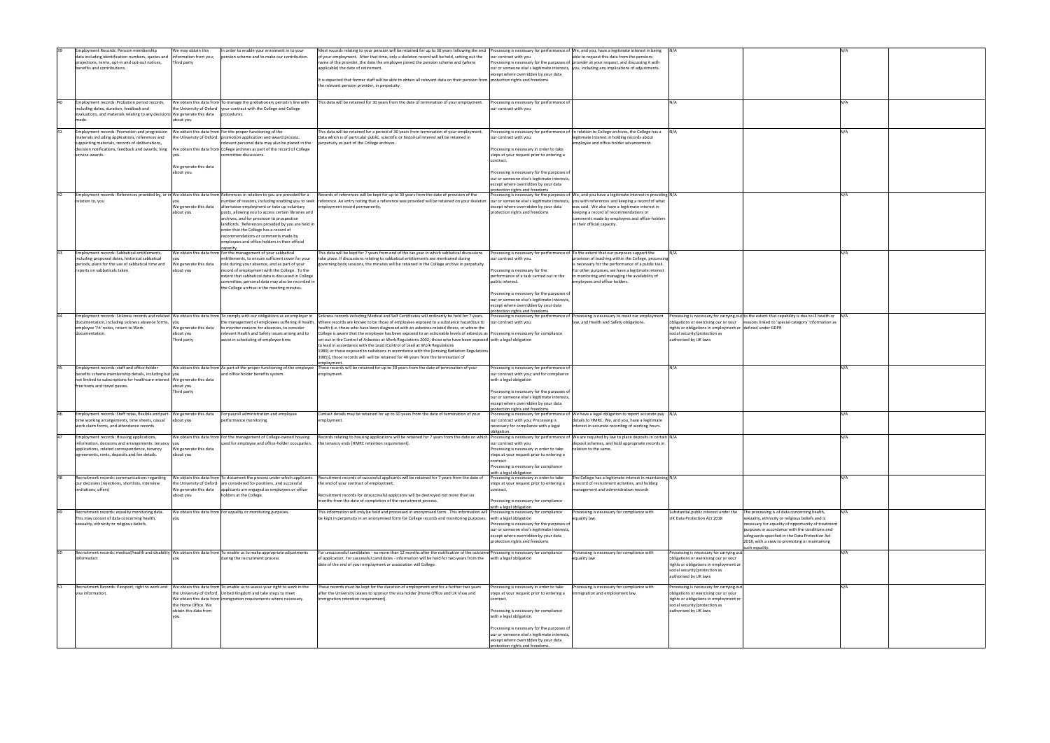| | | | | | | | | | | | |
|---|---|---|---|---|---|---|---|---|---|---|---|
| 39 | Employment Records: Pension membership data including identification numbers, quotes and projections, terms, opt-in and opt-out notices, benefits and contributions. | We may obtain this information from you; Third party | In order to enable your enrolment in to your pension scheme and to make our contribution. | Most records relating to your pension will be retained for up to 30 years following the end of your employment. After that time, only a skeleton record will be held, setting out the name of the provider, the date the employee joined the pension scheme and (where applicable) the date of retirement.<br><br>It is expected that former staff will be able to obtain all relevant data on their pension from the relevant pension provider, in perpetuity. | Processing is necessary for performance of our contract with you<br>Processing is necessary for the purposes of our or someone else's legitimate interests, except where overridden by your data protection rights and freedoms | We, and you, have a legitimate interest in being able to request this data from the pensions provider at your request, and discussing it with you, including any implications of adjustments. | N/A | | N/A | | |
| 40 | Employment records: Probation period records, including dates, duration, feedback and evaluations, and materials relating to any decisions made. | We obtain this data from the University of Oxford<br>We generate this data about you | To manage the probationary period in line with your contract with the College and College procedures. | This data will be retained for 30 years from the date of termination of your employment. | Processing is necessary for performance of our contract with you | | N/A | | N/A | | |
| 41 | Employment records: Promotion and progression materials including applications, references and supporting materials, records of deliberations, decision notifications, feedback and awards; long service awards. | We obtain this data from the University of Oxford.<br>We obtain this data from you.<br><br>We generate this data about you. | For the proper functioning of the promotion application and award process. Relevant personal data may also be placed in the College archives as part of the record of College committee discussions. | This data will be retained for a period of 30 years from termination of your employment. Data which is of particular public, scientific or historical interest will be retained in perpetuity as part of the College archives. | Processing is necessary for performance of our contract with you.<br><br>Processing is necessary in order to take steps at your request prior to entering a contract.<br><br>Processing is necessary for the purposes of our or someone else's legitimate interests, except where overridden by your data protection rights and freedoms | In relation to College archives, the College has a legitimate interest in holding records about employee and office-holder advancement. | N/A | | N/A | | |
| 42 | Employment records: References provided by, or in relation to, you | We obtain this data from you<br>We generate this data about you | References in relation to you are provided for a number of reasons, including enabling you to seek alternative employment or take up voluntary posts, allowing you to access certain libraries and archives, and for provision to prospective landlords. References provided by you are held in order that the College has a record of recommendations or comments made by employees and office-holders in their official capacity. | Records of references will be kept for up to 30 years from the date of provision of the reference. An entry noting that a reference was provided will be retained on your skeleton employment record permanently. | Processing is necessary for the purposes of our or someone else's legitimate interests, except where overridden by your data protection rights and freedoms | We, and you have a legitimate interest in providing you with references and keeping a record of what was said. We also have a legitimate interest in keeping a record of recommendations or comments made by employees and office-holders in their official capacity. | N/A | | N/A | | |
| 43 | Employment records: Sabbatical entitlements, including proposed dates, historical sabbatical periods, plans for the use of sabbatical time and reports on sabbaticals taken. | We obtain this data from you<br>We generate this data about you | For the management of your sabbatical entitlements, to ensure sufficient cover for your role during your absence, and as part of your record of employment with the College. To the extent that sabbatical data is discussed in College committee, personal data may also be recorded in the College archive in the meeting minutes. | This data will be kept for 7 years from end of the tax year in which sabbatical discussions take place. If discussions relating to sabbatical entitlements are mentioned during governing body sessions, the minutes will be retained in the College archive in perpetuity. | Processing is necessary for performance of our contract with you.<br><br>Processing is necessary for the performance of a task carried out in the public interest.<br><br>Processing is necessary for the purposes of our or someone else's legitimate interests, except where overridden by your data protection rights and freedoms | To the extent that our purposes support the provision of teaching within the College, processing is necessary for the performance of a public task. For other purposes, we have a legitimate interest in monitoring and managing the availability of employees and office-holders. | N/A | | N/A | | |
| 44 | Employment records: Sickness records and related documentation, including sickness absence forms, employee 'Fit' notes, return to Work documentation. | We obtain this data from you<br>We generate this data about you<br>Third party | To comply with our obligations as an employer in the management of employees suffering ill health, to monitor reasons for absences, to consider relevant Health and Safety issues arising and to assist in scheduling of employee time. | Sickness records including Medical and Self Certificates will ordinarily be held for 7 years. Where records are known to be those of employees exposed to a substance hazardous to health (i.e. those who have been diagnosed with an asbestos-related illness, or where the College is aware that the employee has been exposed to an actionable levels of asbestos as set out in the Control of Asbestos at Work Regulations 2002; those who have been exposed to lead in accordance with the Lead (Control of Lead at Work Regulations 1980) or those exposed to radiations in accordance with the (Ionising Radiation Regulations 1985)), those records will will be retained for 40 years from the termination of employment. | Processing is necessary for performance of our contract with you.<br><br>Processing is necessary for compliance with a legal obligation | Processing is necessary to meet our employment law, and Health and Safety obligations. | Processing is necessary for carrying out obligations or exercising our or your rights or obligations in employment or social security/protection as authorised by UK laws | to the extent that capability is due to ill health or reasons linked to 'special category' information as defined under GDPR | N/A | | |
| 45 | Employment records: staff and office-holder benefits scheme membership details, including but not limited to subscriptions for healthcare interest free loans and travel passes. | We obtain this data from you<br>We generate this data about you<br>Third party | As part of the proper functioning of the employee and office holder benefits system. | These records will be retained for up to 30 years from the date of termination of your employment. | Processing is necessary for performance of our contract with you; and for compliance with a legal obligation<br><br>Processing is necessary for the purposes of our or someone else's legitimate interests, except where overridden by your data protection rights and freedoms | | N/A | | N/A | | |
| 46 | Employment records: Staff rotas, flexible and part-time working arrangements, time sheets, casual work claim forms, and attendance records | We generate this data about you | For payroll administration and employee performance monitoring. | Contact details may be retained for up to 30 years from the date of termination of your employment. | Processing is necessary for performance of our contract with you; Processing is necessary for compliance with a legal obligation | We have a legal obligation to report accurate pay details to HMRC. We, and you have a legitimate interest in accurate recording of working hours. | N/A | | N/A | | |
| 47 | Employment records: Housing applications, information, decisions and arrangements: tenancy applications, related correspondence, tenancy agreements, rents, deposits and fee details. | We obtain this data from you<br>We generate this data about you | For the management of College-owned housing used for employee and office-holder occupation. | Records relating to housing applications will be retained for 7 years from the date on which the tenancy ends [HMRC retention requirement]. | Processing is necessary for performance of our contract with you<br>Processing is necessary in order to take steps at your request prior to entering a contract<br>Processing is necessary for compliance with a legal obligation | We are required by law to place deposits in certain deposit schemes, and hold appropriate records in relation to the same. | N/A | | N/A | | |
| 48 | Recruitment records: communications regarding our decisions (rejections, shortlists, interview invitations, offers) | We obtain this data from the University of Oxford<br>We generate this data about you | To document the process under which applicants are considered for positions, and successful applicants are engaged as employees or office-holders at the College. | Recruitment records of successful applicants will be retained for 7 years from the date of the end of your contract of employment.<br><br>Recruitment records for unsuccessful applicants will be destroyed not more than six months from the date of completion of the recruitment process. | Processing is necessary in order to take steps at your request prior to entering a contract.<br><br>Processing is necessary for compliance with a legal obligation | The College has a legitimate interest in maintaining a record of recruitment activities, and holding management and administration records | N/A | | N/A | | |
| 49 | Recruitment records: equality monitoring data. This may consist of data concerning health, sexuality, ethnicity or religious beliefs. | We obtain this data from you | For equality or monitoring purposes. | This information will only be held and processed in anonymised form. This information will be kept in perpetuity in an anonymised form for College records and monitoring purposes. | Processing is necessary for compliance with a legal obligation<br>Processing is necessary for the purposes of our or someone else's legitimate interests, except where overridden by your data protection rights and freedoms | Processing is necessary for compliance with equality law. | Substantial public interest under the UK Data Protection Act 2018 | The processing is of data concerning health, sexuality, ethnicity or religious beliefs and is necessary for equality of opportunity of treatment purposes in accordance with the conditions and safeguards specified in the Data Protection Act 2018, with a view to promoting or maintaining such equality. | N/A | | |
| 50 | Recruitment records: medical/health and disability information | We obtain this data from you | To enable us to make appropriate adjustments during the recruitment process | For unsuccessful candidates - no more than 12 months after the notification of the outcome of application. For successful candidates - information will be held for two years from the date of the end of your employment or association will College. | Processing is necessary for compliance with a legal obligation | Processing is necessary for compliance with equality law | Processing is necessary for carrying out obligations or exercising our or your rights or obligations in employment or social security/protection as authorised by UK laws | | N/A | | |
| 51 | Recruitment Records: Passport, right to work and visa information. | We obtain this data from the University of Oxford.<br>We obtain this data from the Home Office. We obtain this data from you. | To enable us to assess your right to work in the United Kingdom and take steps to meet immigration requirements where necessary. | These records must be kept for the duration of employment and for a further two years after the University ceases to sponsor the visa holder [Home Office and UK Visas and Immigration retention requirement]. | Processing is necessary in order to take steps at your request prior to entering a contract.<br><br>Processing is necessary for compliance with a legal obligation.<br><br>Processing is necessary for the purposes of our or someone else's legitimate interests, except where overridden by your data protection rights and freedoms. | Processing is necessary for compliance with immigration and employment law. | Processing is necessary for carrying out obligations or exercising our or your rights or obligations in employment or social security/protection as authorised by UK laws | | N/A | | |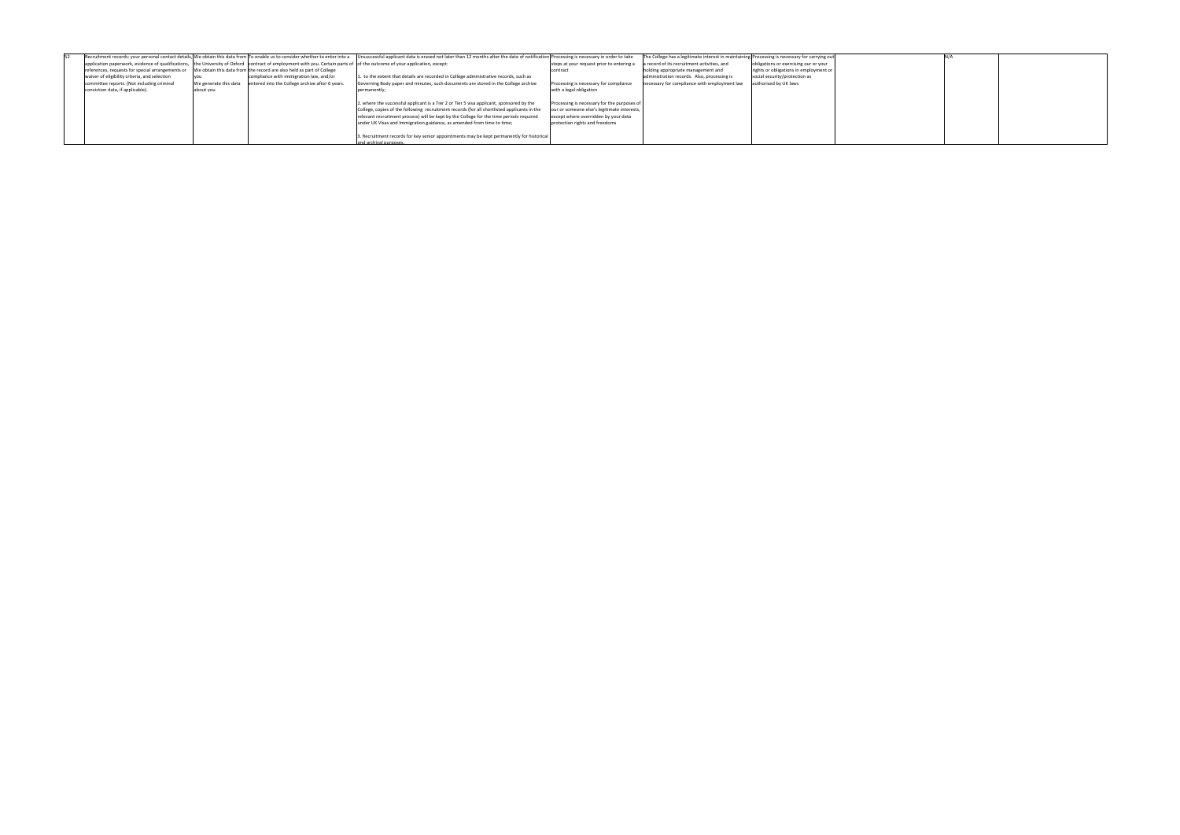| | | | | | | | | | | | |
|---|---|---|---|---|---|---|---|---|---|---|---|
| 52 | Recruitment records: your personal contact details, application paperwork, evidence of qualifications, references, requests for special arrangements or waiver of eligibility criteria, and selection committee reports. (Not including criminal conviction data, if applicable). | We obtain this data from the University of Oxford<br><br>We obtain this data from you<br><br>We generate this data about you | To enable us to consider whether to enter into a contract of employment with you. Certain parts of the record are also held as part of College compliance with immigration law, and/or entered into the College archive after 6 years. | Unsuccessful applicant data is erased not later than 12 months after the date of notification of the outcome of your application, except:<br><br>1. to the extent that details are recorded in College administrative records, such as Governing Body paper and minutes, such documents are stored in the College archive permanently;<br><br>2. where the successful applicant is a Tier 2 or Tier 5 visa applicant, sponsored by the College, copies of the following recruitment records (for all shortlisted applicants in the relevant recruitment process) will be kept by the College for the time periods required under UK Visas and Immigration guidance, as amended from time to time;<br><br>3. Recruitment records for key senior appointments may be kept permanently for historical and archival purposes. | Processing is necessary in order to take steps at your request prior to entering a contract<br><br>Processing is necessary for compliance with a legal obligation<br><br>Processing is necessary for the purposes of our or someone else's legitimate interests, except where overridden by your data protection rights and freedoms | The College has a legitimate interest in maintaining a record of its recruitment activities, and holding appropriate management and administration records. Also, processing is necessary for compliance with employment law | Processing is necessary for carrying out obligations or exercising our or your rights or obligations in employment or social security/protection as authorised by UK laws | | | N/A | |